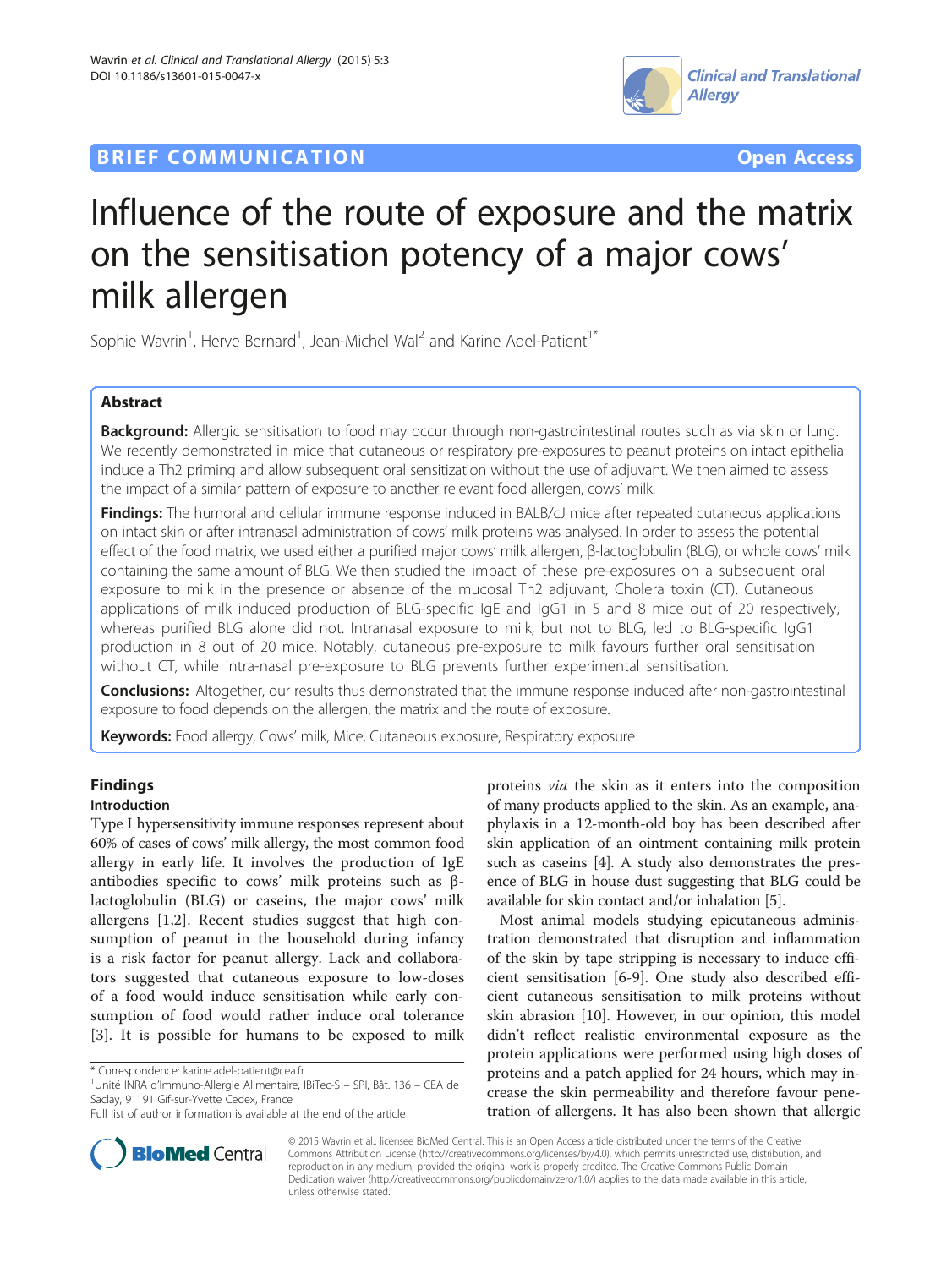**BRIEF COMMUNICATION** **Open Access**

# Influence of the route of exposure and the matrix on the sensitisation potency of a major cows' milk allergen

Sophie Wavrin[1], Herve Bernard[1], Jean-Michel Wal[2] and Karine Adel-Patient[1*]

## Abstract

**Background:** Allergic sensitisation to food may occur through non-gastrointestinal routes such as via skin or lung. We recently demonstrated in mice that cutaneous or respiratory pre-exposures to peanut proteins on intact epithelia induce a Th2 priming and allow subsequent oral sensitization without the use of adjuvant. We then aimed to assess the impact of a similar pattern of exposure to another relevant food allergen, cows' milk.

**Findings:** The humoral and cellular immune response induced in BALB/cJ mice after repeated cutaneous applications on intact skin or after intranasal administration of cows' milk proteins was analysed. In order to assess the potential effect of the food matrix, we used either a purified major cows' milk allergen, β-lactoglobulin (BLG), or whole cows' milk containing the same amount of BLG. We then studied the impact of these pre-exposures on a subsequent oral exposure to milk in the presence or absence of the mucosal Th2 adjuvant, Cholera toxin (CT). Cutaneous applications of milk induced production of BLG-specific IgE and IgG1 in 5 and 8 mice out of 20 respectively, whereas purified BLG alone did not. Intranasal exposure to milk, but not to BLG, led to BLG-specific IgG1 production in 8 out of 20 mice. Notably, cutaneous pre-exposure to milk favours further oral sensitisation without CT, while intra-nasal pre-exposure to BLG prevents further experimental sensitisation.

**Conclusions:** Altogether, our results thus demonstrated that the immune response induced after non-gastrointestinal exposure to food depends on the allergen, the matrix and the route of exposure.

**Keywords:** Food allergy, Cows' milk, Mice, Cutaneous exposure, Respiratory exposure

## Findings

### Introduction

Type I hypersensitivity immune responses represent about 60% of cases of cows' milk allergy, the most common food allergy in early life. It involves the production of IgE antibodies specific to cows' milk proteins such as β-lactoglobulin (BLG) or caseins, the major cows' milk allergens [1,2]. Recent studies suggest that high consumption of peanut in the household during infancy is a risk factor for peanut allergy. Lack and collaborators suggested that cutaneous exposure to low-doses of a food would induce sensitisation while early consumption of food would rather induce oral tolerance [3]. It is possible for humans to be exposed to milk proteins *via* the skin as it enters into the composition of many products applied to the skin. As an example, anaphylaxis in a 12-month-old boy has been described after skin application of an ointment containing milk protein such as caseins [4]. A study also demonstrates the presence of BLG in house dust suggesting that BLG could be available for skin contact and/or inhalation [5].

Most animal models studying epicutaneous administration demonstrated that disruption and inflammation of the skin by tape stripping is necessary to induce efficient sensitisation [6-9]. One study also described efficient cutaneous sensitisation to milk proteins without skin abrasion [10]. However, in our opinion, this model didn't reflect realistic environmental exposure as the protein applications were performed using high doses of proteins and a patch applied for 24 hours, which may increase the skin permeability and therefore favour penetration of allergens. It has also been shown that allergic

\* Correspondence: karine.adel-patient@cea.fr
[1]Unité INRA d'Immuno-Allergie Alimentaire, IBiTec-S – SPI, Bât. 136 – CEA de Saclay, 91191 Gif-sur-Yvette Cedex, France
Full list of author information is available at the end of the article

© 2015 Wavrin et al.; licensee BioMed Central. This is an Open Access article distributed under the terms of the Creative Commons Attribution License (http://creativecommons.org/licenses/by/4.0), which permits unrestricted use, distribution, and reproduction in any medium, provided the original work is properly credited. The Creative Commons Public Domain Dedication waiver (http://creativecommons.org/publicdomain/zero/1.0/) applies to the data made available in this article, unless otherwise stated.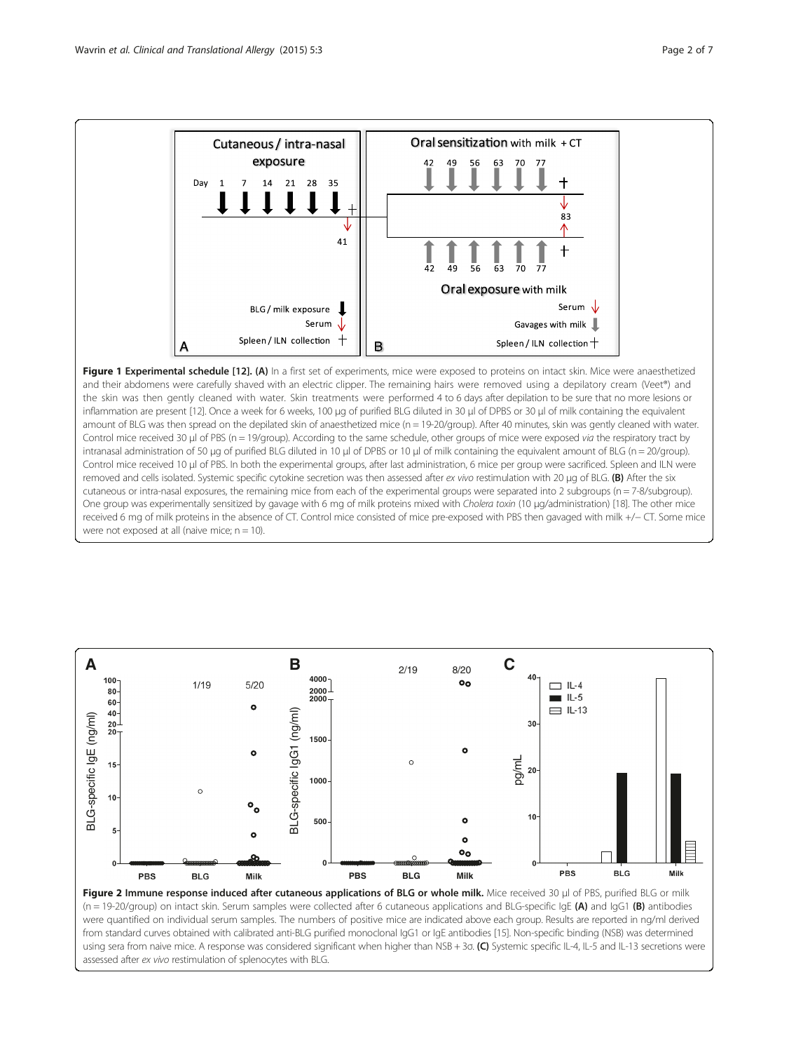**Figure 1 Experimental schedule [12]. (A)** In a first set of experiments, mice were exposed to proteins on intact skin. Mice were anaesthetized and their abdomens were carefully shaved with an electric clipper. The remaining hairs were removed using a depilatory cream (Veet®) and the skin was then gently cleaned with water. Skin treatments were performed 4 to 6 days after depilation to be sure that no more lesions or inflammation are present [12]. Once a week for 6 weeks, 100 μg of purified BLG diluted in 30 μl of DPBS or 30 μl of milk containing the equivalent amount of BLG was then spread on the depilated skin of anaesthetized mice (n = 19-20/group). After 40 minutes, skin was gently cleaned with water. Control mice received 30 μl of PBS (n = 19/group). According to the same schedule, other groups of mice were exposed *via* the respiratory tract by intranasal administration of 50 μg of purified BLG diluted in 10 μl of DPBS or 10 μl of milk containing the equivalent amount of BLG (n = 20/group). Control mice received 10 μl of PBS. In both the experimental groups, after last administration, 6 mice per group were sacrificed. Spleen and ILN were removed and cells isolated. Systemic specific cytokine secretion was then assessed after *ex vivo* restimulation with 20 μg of BLG. **(B)** After the six cutaneous or intra-nasal exposures, the remaining mice from each of the experimental groups were separated into 2 subgroups (n = 7-8/subgroup). One group was experimentally sensitized by gavage with 6 mg of milk proteins mixed with *Cholera toxin* (10 μg/administration) [18]. The other mice received 6 mg of milk proteins in the absence of CT. Control mice consisted of mice pre-exposed with PBS then gavaged with milk +/− CT. Some mice were not exposed at all (naive mice; n = 10).

**Figure 2 Immune response induced after cutaneous applications of BLG or whole milk.** Mice received 30 μl of PBS, purified BLG or milk (n = 19-20/group) on intact skin. Serum samples were collected after 6 cutaneous applications and BLG-specific IgE **(A)** and IgG1 **(B)** antibodies were quantified on individual serum samples. The numbers of positive mice are indicated above each group. Results are reported in ng/ml derived from standard curves obtained with calibrated anti-BLG purified monoclonal IgG1 or IgE antibodies [15]. Non-specific binding (NSB) was determined using sera from naive mice. A response was considered significant when higher than NSB + 3σ. **(C)** Systemic specific IL-4, IL-5 and IL-13 secretions were assessed after *ex vivo* restimulation of splenocytes with BLG.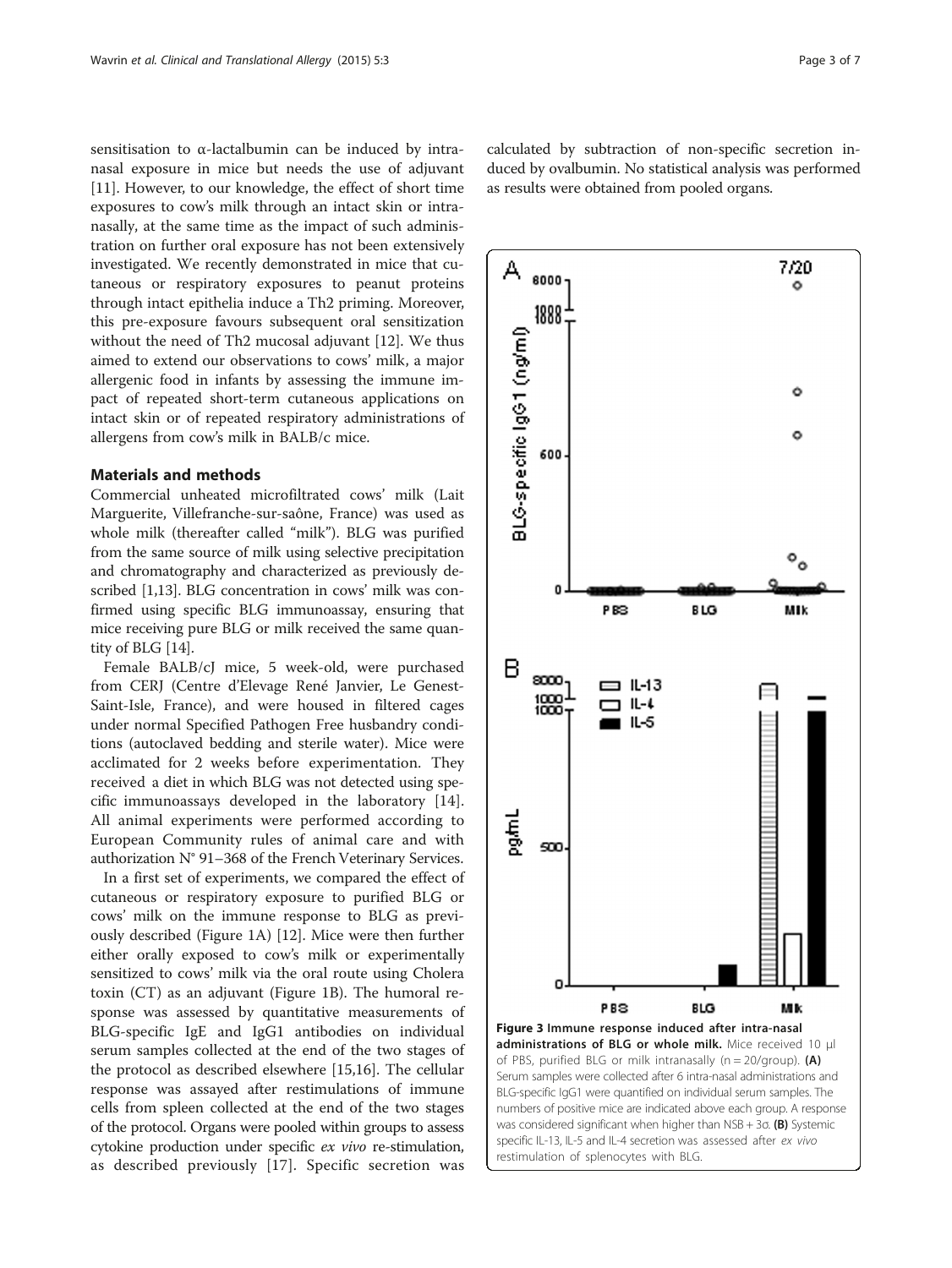sensitisation to α-lactalbumin can be induced by intranasal exposure in mice but needs the use of adjuvant [11]. However, to our knowledge, the effect of short time exposures to cow's milk through an intact skin or intranasally, at the same time as the impact of such administration on further oral exposure has not been extensively investigated. We recently demonstrated in mice that cutaneous or respiratory exposures to peanut proteins through intact epithelia induce a Th2 priming. Moreover, this pre-exposure favours subsequent oral sensitization without the need of Th2 mucosal adjuvant [12]. We thus aimed to extend our observations to cows' milk, a major allergenic food in infants by assessing the immune impact of repeated short-term cutaneous applications on intact skin or of repeated respiratory administrations of allergens from cow's milk in BALB/c mice.

## Materials and methods

Commercial unheated microfiltrated cows' milk (Lait Marguerite, Villefranche-sur-saône, France) was used as whole milk (thereafter called "milk"). BLG was purified from the same source of milk using selective precipitation and chromatography and characterized as previously described [1,13]. BLG concentration in cows' milk was confirmed using specific BLG immunoassay, ensuring that mice receiving pure BLG or milk received the same quantity of BLG [14].

Female BALB/cJ mice, 5 week-old, were purchased from CERJ (Centre d'Elevage René Janvier, Le Genest-Saint-Isle, France), and were housed in filtered cages under normal Specified Pathogen Free husbandry conditions (autoclaved bedding and sterile water). Mice were acclimated for 2 weeks before experimentation. They received a diet in which BLG was not detected using specific immunoassays developed in the laboratory [14]. All animal experiments were performed according to European Community rules of animal care and with authorization N° 91–368 of the French Veterinary Services.

In a first set of experiments, we compared the effect of cutaneous or respiratory exposure to purified BLG or cows' milk on the immune response to BLG as previously described (Figure 1A) [12]. Mice were then further either orally exposed to cow's milk or experimentally sensitized to cows' milk via the oral route using Cholera toxin (CT) as an adjuvant (Figure 1B). The humoral response was assessed by quantitative measurements of BLG-specific IgE and IgG1 antibodies on individual serum samples collected at the end of the two stages of the protocol as described elsewhere [15,16]. The cellular response was assayed after restimulations of immune cells from spleen collected at the end of the two stages of the protocol. Organs were pooled within groups to assess cytokine production under specific *ex vivo* re-stimulation, as described previously [17]. Specific secretion was calculated by subtraction of non-specific secretion induced by ovalbumin. No statistical analysis was performed as results were obtained from pooled organs.

**Figure 3 Immune response induced after intra-nasal administrations of BLG or whole milk.** Mice received 10 μl of PBS, purified BLG or milk intranasally (n = 20/group). **(A)** Serum samples were collected after 6 intra-nasal administrations and BLG-specific IgG1 were quantified on individual serum samples. The numbers of positive mice are indicated above each group. A response was considered significant when higher than NSB + 3σ. **(B)** Systemic specific IL-13, IL-5 and IL-4 secretion was assessed after *ex vivo* restimulation of splenocytes with BLG.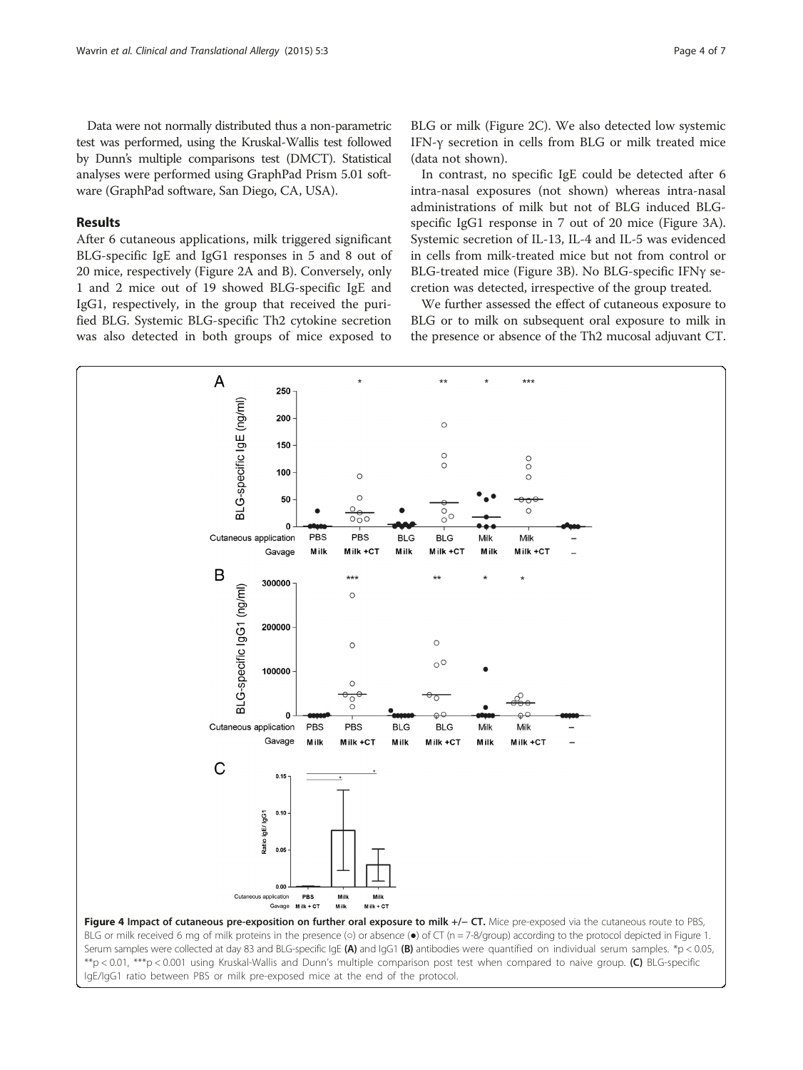Data were not normally distributed thus a non-parametric test was performed, using the Kruskal-Wallis test followed by Dunn's multiple comparisons test (DMCT). Statistical analyses were performed using GraphPad Prism 5.01 software (GraphPad software, San Diego, CA, USA).

## Results

After 6 cutaneous applications, milk triggered significant BLG-specific IgE and IgG1 responses in 5 and 8 out of 20 mice, respectively (Figure 2A and B). Conversely, only 1 and 2 mice out of 19 showed BLG-specific IgE and IgG1, respectively, in the group that received the purified BLG. Systemic BLG-specific Th2 cytokine secretion was also detected in both groups of mice exposed to BLG or milk (Figure 2C). We also detected low systemic IFN-γ secretion in cells from BLG or milk treated mice (data not shown).

In contrast, no specific IgE could be detected after 6 intra-nasal exposures (not shown) whereas intra-nasal administrations of milk but not of BLG induced BLG-specific IgG1 response in 7 out of 20 mice (Figure 3A). Systemic secretion of IL-13, IL-4 and IL-5 was evidenced in cells from milk-treated mice but not from control or BLG-treated mice (Figure 3B). No BLG-specific IFNγ secretion was detected, irrespective of the group treated.

We further assessed the effect of cutaneous exposure to BLG or to milk on subsequent oral exposure to milk in the presence or absence of the Th2 mucosal adjuvant CT.

**Figure 4 Impact of cutaneous pre-exposition on further oral exposure to milk +/− CT.** Mice pre-exposed via the cutaneous route to PBS, BLG or milk received 6 mg of milk proteins in the presence (○) or absence (●) of CT (n = 7-8/group) according to the protocol depicted in Figure 1. Serum samples were collected at day 83 and BLG-specific IgE **(A)** and IgG1 **(B)** antibodies were quantified on individual serum samples. *p < 0.05, **p < 0.01, ***p < 0.001 using Kruskal-Wallis and Dunn's multiple comparison post test when compared to naive group. **(C)** BLG-specific IgE/IgG1 ratio between PBS or milk pre-exposed mice at the end of the protocol.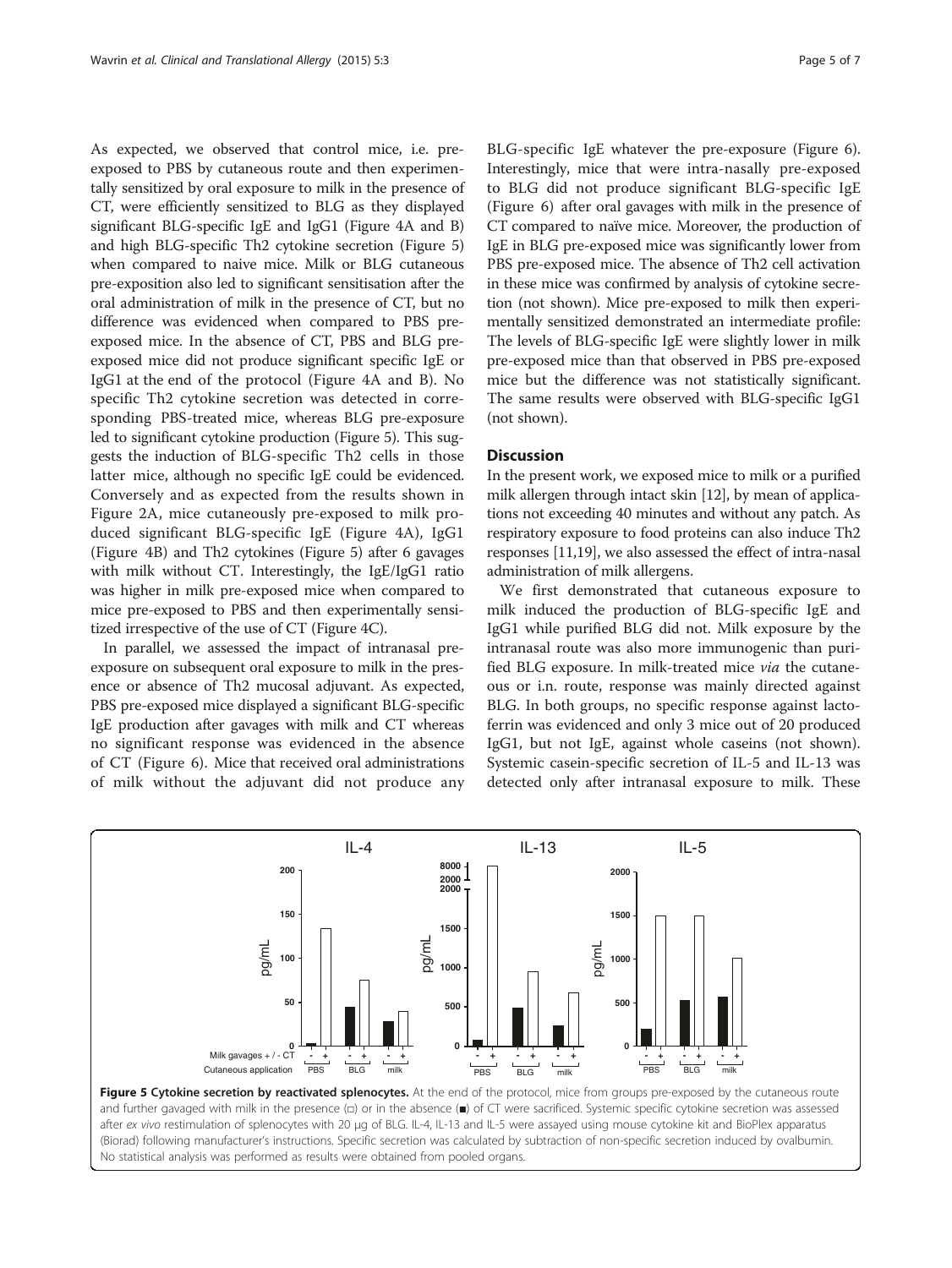As expected, we observed that control mice, i.e. pre-exposed to PBS by cutaneous route and then experimentally sensitized by oral exposure to milk in the presence of CT, were efficiently sensitized to BLG as they displayed significant BLG-specific IgE and IgG1 (Figure 4A and B) and high BLG-specific Th2 cytokine secretion (Figure 5) when compared to naive mice. Milk or BLG cutaneous pre-exposition also led to significant sensitisation after the oral administration of milk in the presence of CT, but no difference was evidenced when compared to PBS pre-exposed mice. In the absence of CT, PBS and BLG pre-exposed mice did not produce significant specific IgE or IgG1 at the end of the protocol (Figure 4A and B). No specific Th2 cytokine secretion was detected in corresponding PBS-treated mice, whereas BLG pre-exposure led to significant cytokine production (Figure 5). This suggests the induction of BLG-specific Th2 cells in those latter mice, although no specific IgE could be evidenced. Conversely and as expected from the results shown in Figure 2A, mice cutaneously pre-exposed to milk produced significant BLG-specific IgE (Figure 4A), IgG1 (Figure 4B) and Th2 cytokines (Figure 5) after 6 gavages with milk without CT. Interestingly, the IgE/IgG1 ratio was higher in milk pre-exposed mice when compared to mice pre-exposed to PBS and then experimentally sensitized irrespective of the use of CT (Figure 4C).

In parallel, we assessed the impact of intranasal pre-exposure on subsequent oral exposure to milk in the presence or absence of Th2 mucosal adjuvant. As expected, PBS pre-exposed mice displayed a significant BLG-specific IgE production after gavages with milk and CT whereas no significant response was evidenced in the absence of CT (Figure 6). Mice that received oral administrations of milk without the adjuvant did not produce any BLG-specific IgE whatever the pre-exposure (Figure 6). Interestingly, mice that were intra-nasally pre-exposed to BLG did not produce significant BLG-specific IgE (Figure 6) after oral gavages with milk in the presence of CT compared to naïve mice. Moreover, the production of IgE in BLG pre-exposed mice was significantly lower from PBS pre-exposed mice. The absence of Th2 cell activation in these mice was confirmed by analysis of cytokine secretion (not shown). Mice pre-exposed to milk then experimentally sensitized demonstrated an intermediate profile: The levels of BLG-specific IgE were slightly lower in milk pre-exposed mice than that observed in PBS pre-exposed mice but the difference was not statistically significant. The same results were observed with BLG-specific IgG1 (not shown).

## Discussion

In the present work, we exposed mice to milk or a purified milk allergen through intact skin [12], by mean of applications not exceeding 40 minutes and without any patch. As respiratory exposure to food proteins can also induce Th2 responses [11,19], we also assessed the effect of intra-nasal administration of milk allergens.

We first demonstrated that cutaneous exposure to milk induced the production of BLG-specific IgE and IgG1 while purified BLG did not. Milk exposure by the intranasal route was also more immunogenic than purified BLG exposure. In milk-treated mice *via* the cutaneous or i.n. route, response was mainly directed against BLG. In both groups, no specific response against lactoferrin was evidenced and only 3 mice out of 20 produced IgG1, but not IgE, against whole caseins (not shown). Systemic casein-specific secretion of IL-5 and IL-13 was detected only after intranasal exposure to milk. These

**Figure 5 Cytokine secretion by reactivated splenocytes.** At the end of the protocol, mice from groups pre-exposed by the cutaneous route and further gavaged with milk in the presence (□) or in the absence (■) of CT were sacrificed. Systemic specific cytokine secretion was assessed after *ex vivo* restimulation of splenocytes with 20 μg of BLG. IL-4, IL-13 and IL-5 were assayed using mouse cytokine kit and BioPlex apparatus (Biorad) following manufacturer's instructions. Specific secretion was calculated by subtraction of non-specific secretion induced by ovalbumin. No statistical analysis was performed as results were obtained from pooled organs.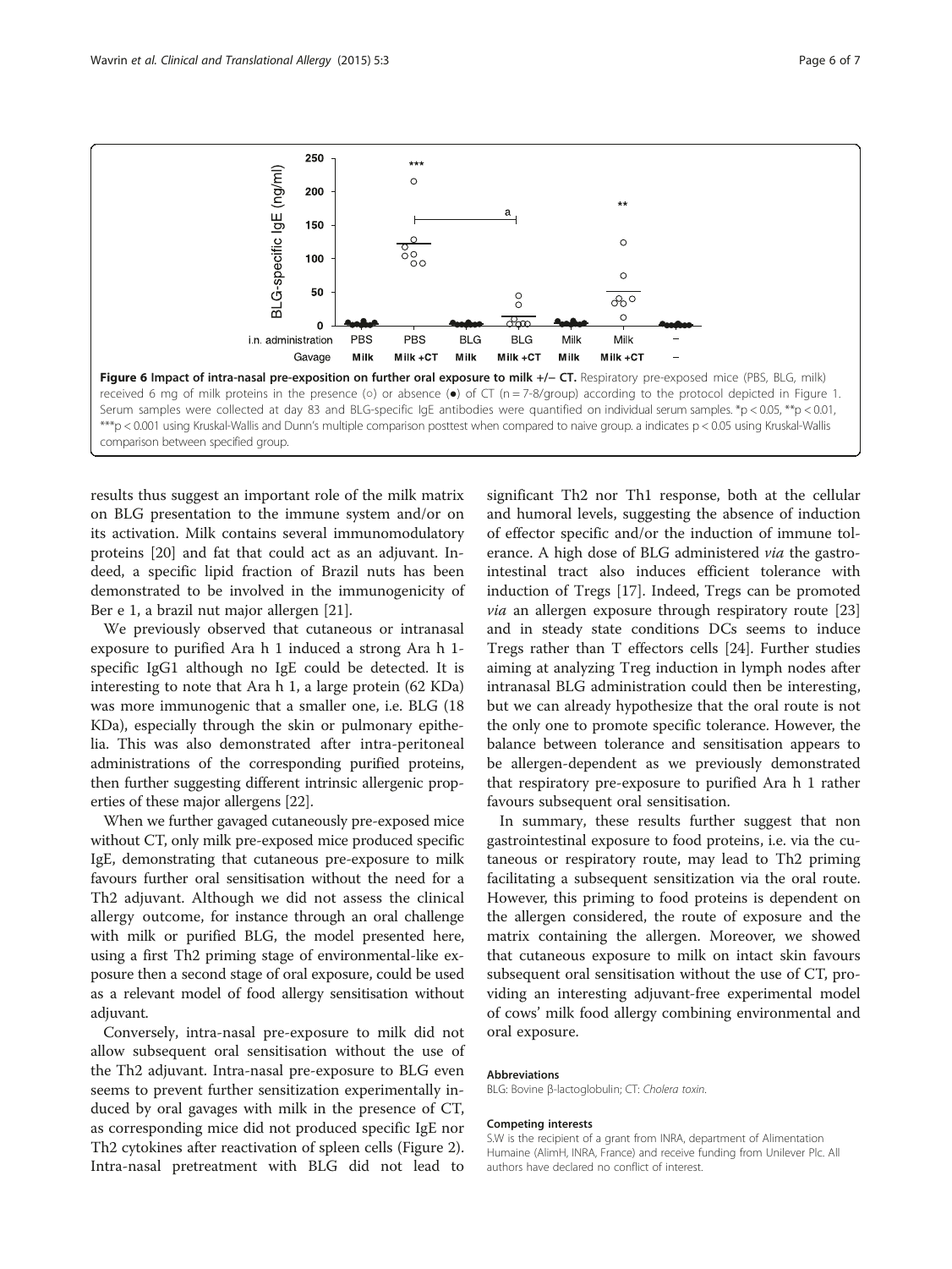**Figure 6 Impact of intra-nasal pre-exposition on further oral exposure to milk +/− CT.** Respiratory pre-exposed mice (PBS, BLG, milk) received 6 mg of milk proteins in the presence (○) or absence (●) of CT (n = 7-8/group) according to the protocol depicted in Figure 1. Serum samples were collected at day 83 and BLG-specific IgE antibodies were quantified on individual serum samples. *p < 0.05, **p < 0.01, ***p < 0.001 using Kruskal-Wallis and Dunn's multiple comparison posttest when compared to naive group. a indicates p < 0.05 using Kruskal-Wallis comparison between specified group.

results thus suggest an important role of the milk matrix on BLG presentation to the immune system and/or on its activation. Milk contains several immunomodulatory proteins [20] and fat that could act as an adjuvant. Indeed, a specific lipid fraction of Brazil nuts has been demonstrated to be involved in the immunogenicity of Ber e 1, a brazil nut major allergen [21].

We previously observed that cutaneous or intranasal exposure to purified Ara h 1 induced a strong Ara h 1-specific IgG1 although no IgE could be detected. It is interesting to note that Ara h 1, a large protein (62 KDa) was more immunogenic that a smaller one, i.e. BLG (18 KDa), especially through the skin or pulmonary epithelia. This was also demonstrated after intra-peritoneal administrations of the corresponding purified proteins, then further suggesting different intrinsic allergenic properties of these major allergens [22].

When we further gavaged cutaneously pre-exposed mice without CT, only milk pre-exposed mice produced specific IgE, demonstrating that cutaneous pre-exposure to milk favours further oral sensitisation without the need for a Th2 adjuvant. Although we did not assess the clinical allergy outcome, for instance through an oral challenge with milk or purified BLG, the model presented here, using a first Th2 priming stage of environmental-like exposure then a second stage of oral exposure, could be used as a relevant model of food allergy sensitisation without adjuvant.

Conversely, intra-nasal pre-exposure to milk did not allow subsequent oral sensitisation without the use of the Th2 adjuvant. Intra-nasal pre-exposure to BLG even seems to prevent further sensitization experimentally induced by oral gavages with milk in the presence of CT, as corresponding mice did not produced specific IgE nor Th2 cytokines after reactivation of spleen cells (Figure 2). Intra-nasal pretreatment with BLG did not lead to significant Th2 nor Th1 response, both at the cellular and humoral levels, suggesting the absence of induction of effector specific and/or the induction of immune tolerance. A high dose of BLG administered *via* the gastrointestinal tract also induces efficient tolerance with induction of Tregs [17]. Indeed, Tregs can be promoted *via* an allergen exposure through respiratory route [23] and in steady state conditions DCs seems to induce Tregs rather than T effectors cells [24]. Further studies aiming at analyzing Treg induction in lymph nodes after intranasal BLG administration could then be interesting, but we can already hypothesize that the oral route is not the only one to promote specific tolerance. However, the balance between tolerance and sensitisation appears to be allergen-dependent as we previously demonstrated that respiratory pre-exposure to purified Ara h 1 rather favours subsequent oral sensitisation.

In summary, these results further suggest that non gastrointestinal exposure to food proteins, i.e. via the cutaneous or respiratory route, may lead to Th2 priming facilitating a subsequent sensitization via the oral route. However, this priming to food proteins is dependent on the allergen considered, the route of exposure and the matrix containing the allergen. Moreover, we showed that cutaneous exposure to milk on intact skin favours subsequent oral sensitisation without the use of CT, providing an interesting adjuvant-free experimental model of cows' milk food allergy combining environmental and oral exposure.

#### Abbreviations

BLG: Bovine β-lactoglobulin; CT: *Cholera toxin*.

#### Competing interests

S.W is the recipient of a grant from INRA, department of Alimentation Humaine (AlimH, INRA, France) and receive funding from Unilever Plc. All authors have declared no conflict of interest.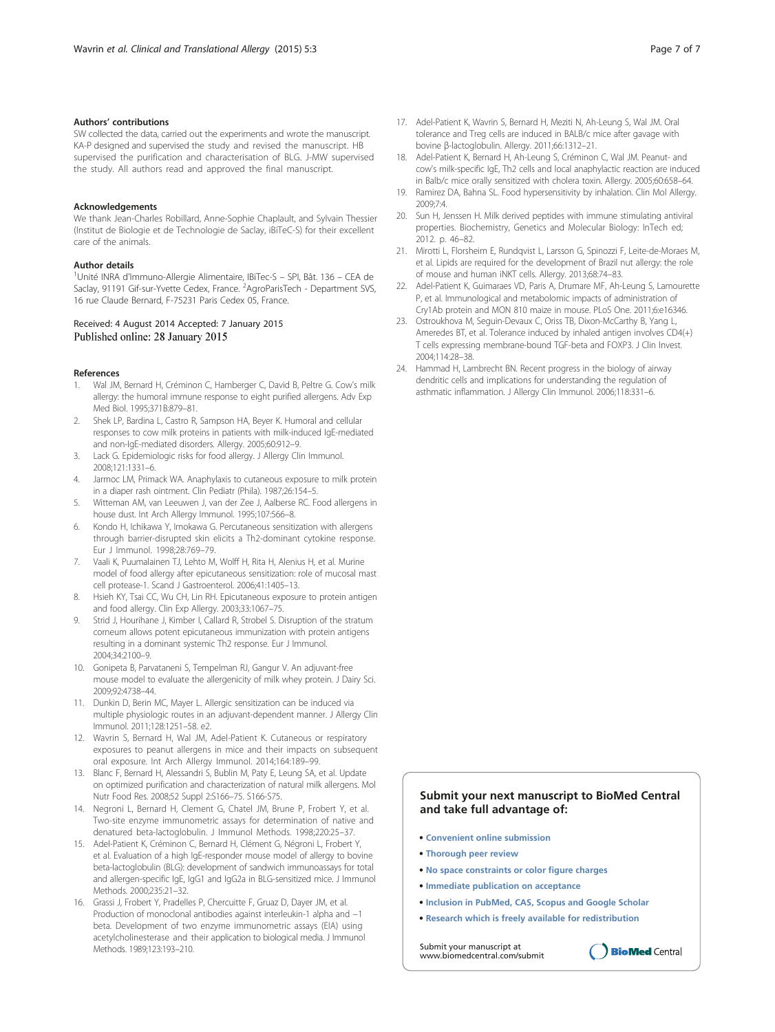### Authors' contributions

SW collected the data, carried out the experiments and wrote the manuscript. KA-P designed and supervised the study and revised the manuscript. HB supervised the purification and characterisation of BLG. J-MW supervised the study. All authors read and approved the final manuscript.

### Acknowledgements

We thank Jean-Charles Robillard, Anne-Sophie Chaplault, and Sylvain Thessier (Institut de Biologie et de Technologie de Saclay, iBiTeC-S) for their excellent care of the animals.

### Author details

[1]Unité INRA d'Immuno-Allergie Alimentaire, IBiTec-S – SPI, Bât. 136 – CEA de Saclay, 91191 Gif-sur-Yvette Cedex, France. [2]AgroParisTech - Department SVS, 16 rue Claude Bernard, F-75231 Paris Cedex 05, France.

Received: 4 August 2014 Accepted: 7 January 2015
Published online: 28 January 2015

### References

1. Wal JM, Bernard H, Créminon C, Hamberger C, David B, Peltre G. Cow's milk allergy: the humoral immune response to eight purified allergens. Adv Exp Med Biol. 1995;371B:879–81.
2. Shek LP, Bardina L, Castro R, Sampson HA, Beyer K. Humoral and cellular responses to cow milk proteins in patients with milk-induced IgE-mediated and non-IgE-mediated disorders. Allergy. 2005;60:912–9.
3. Lack G. Epidemiologic risks for food allergy. J Allergy Clin Immunol. 2008;121:1331–6.
4. Jarmoc LM, Primack WA. Anaphylaxis to cutaneous exposure to milk protein in a diaper rash ointment. Clin Pediatr (Phila). 1987;26:154–5.
5. Witteman AM, van Leeuwen J, van der Zee J, Aalberse RC. Food allergens in house dust. Int Arch Allergy Immunol. 1995;107:566–8.
6. Kondo H, Ichikawa Y, Imokawa G. Percutaneous sensitization with allergens through barrier-disrupted skin elicits a Th2-dominant cytokine response. Eur J Immunol. 1998;28:769–79.
7. Vaali K, Puumalainen TJ, Lehto M, Wolff H, Rita H, Alenius H, et al. Murine model of food allergy after epicutaneous sensitization: role of mucosal mast cell protease-1. Scand J Gastroenterol. 2006;41:1405–13.
8. Hsieh KY, Tsai CC, Wu CH, Lin RH. Epicutaneous exposure to protein antigen and food allergy. Clin Exp Allergy. 2003;33:1067–75.
9. Strid J, Hourihane J, Kimber I, Callard R, Strobel S. Disruption of the stratum corneum allows potent epicutaneous immunization with protein antigens resulting in a dominant systemic Th2 response. Eur J Immunol. 2004;34:2100–9.
10. Gonipeta B, Parvataneni S, Tempelman RJ, Gangur V. An adjuvant-free mouse model to evaluate the allergenicity of milk whey protein. J Dairy Sci. 2009;92:4738–44.
11. Dunkin D, Berin MC, Mayer L. Allergic sensitization can be induced via multiple physiologic routes in an adjuvant-dependent manner. J Allergy Clin Immunol. 2011;128:1251–58. e2.
12. Wavrin S, Bernard H, Wal JM, Adel-Patient K. Cutaneous or respiratory exposures to peanut allergens in mice and their impacts on subsequent oral exposure. Int Arch Allergy Immunol. 2014;164:189–99.
13. Blanc F, Bernard H, Alessandri S, Bublin M, Paty E, Leung SA, et al. Update on optimized purification and characterization of natural milk allergens. Mol Nutr Food Res. 2008;52 Suppl 2:S166–75. S166-S75.
14. Negroni L, Bernard H, Clement G, Chatel JM, Brune P, Frobert Y, et al. Two-site enzyme immunometric assays for determination of native and denatured beta-lactoglobulin. J Immunol Methods. 1998;220:25–37.
15. Adel-Patient K, Créminon C, Bernard H, Clément G, Négroni L, Frobert Y, et al. Evaluation of a high IgE-responder mouse model of allergy to bovine beta-lactoglobulin (BLG): development of sandwich immunoassays for total and allergen-specific IgE, IgG1 and IgG2a in BLG-sensitized mice. J Immunol Methods. 2000;235:21–32.
16. Grassi J, Frobert Y, Pradelles P, Chercuitte F, Gruaz D, Dayer JM, et al. Production of monoclonal antibodies against interleukin-1 alpha and −1 beta. Development of two enzyme immunometric assays (EIA) using acetylcholinesterase and their application to biological media. J Immunol Methods. 1989;123:193–210.
17. Adel-Patient K, Wavrin S, Bernard H, Meziti N, Ah-Leung S, Wal JM. Oral tolerance and Treg cells are induced in BALB/c mice after gavage with bovine β-lactoglobulin. Allergy. 2011;66:1312–21.
18. Adel-Patient K, Bernard H, Ah-Leung S, Créminon C, Wal JM. Peanut- and cow's milk-specific IgE, Th2 cells and local anaphylactic reaction are induced in Balb/c mice orally sensitized with cholera toxin. Allergy. 2005;60:658–64.
19. Ramirez DA, Bahna SL. Food hypersensitivity by inhalation. Clin Mol Allergy. 2009;7:4.
20. Sun H, Jenssen H. Milk derived peptides with immune stimulating antiviral properties. Biochemistry, Genetics and Molecular Biology: InTech ed; 2012. p. 46–82.
21. Mirotti L, Florsheim E, Rundqvist L, Larsson G, Spinozzi F, Leite-de-Moraes M, et al. Lipids are required for the development of Brazil nut allergy: the role of mouse and human iNKT cells. Allergy. 2013;68:74–83.
22. Adel-Patient K, Guimaraes VD, Paris A, Drumare MF, Ah-Leung S, Lamourette P, et al. Immunological and metabolomic impacts of administration of Cry1Ab protein and MON 810 maize in mouse. PLoS One. 2011;6:e16346.
23. Ostroukhova M, Seguin-Devaux C, Oriss TB, Dixon-McCarthy B, Yang L, Ameredes BT, et al. Tolerance induced by inhaled antigen involves CD4(+) T cells expressing membrane-bound TGF-beta and FOXP3. J Clin Invest. 2004;114:28–38.
24. Hammad H, Lambrecht BN. Recent progress in the biology of airway dendritic cells and implications for understanding the regulation of asthmatic inflammation. J Allergy Clin Immunol. 2006;118:331–6.

**Submit your next manuscript to BioMed Central and take full advantage of:**

- **Convenient online submission**
- **Thorough peer review**
- **No space constraints or color figure charges**
- **Immediate publication on acceptance**
- **Inclusion in PubMed, CAS, Scopus and Google Scholar**
- **Research which is freely available for redistribution**

Submit your manuscript at
www.biomedcentral.com/submit

BioMed Central